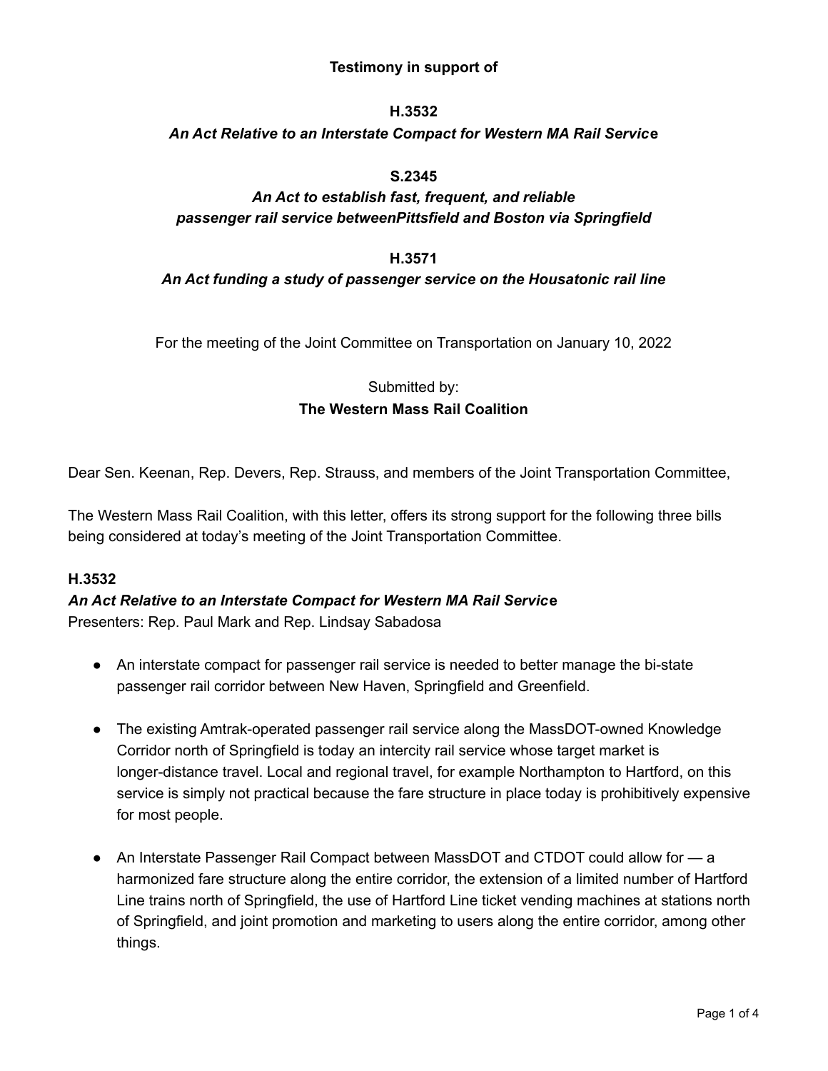**Testimony in support of**

**H.3532**

***An Act Relative to an Interstate Compact for Western MA Rail Service***

**S.2345**

***An Act to establish fast, frequent, and reliable passenger rail service betweenPittsfield and Boston via Springfield***

**H.3571**

***An Act funding a study of passenger service on the Housatonic rail line***

For the meeting of the Joint Committee on Transportation on January 10, 2022

Submitted by:
**The Western Mass Rail Coalition**

Dear Sen. Keenan, Rep. Devers, Rep. Strauss, and members of the Joint Transportation Committee,

The Western Mass Rail Coalition, with this letter, offers its strong support for the following three bills being considered at today's meeting of the Joint Transportation Committee.

**H.3532**
***An Act Relative to an Interstate Compact for Western MA Rail Service***
Presenters: Rep. Paul Mark and Rep. Lindsay Sabadosa

- An interstate compact for passenger rail service is needed to better manage the bi-state passenger rail corridor between New Haven, Springfield and Greenfield.

- The existing Amtrak-operated passenger rail service along the MassDOT-owned Knowledge Corridor north of Springfield is today an intercity rail service whose target market is longer-distance travel. Local and regional travel, for example Northampton to Hartford, on this service is simply not practical because the fare structure in place today is prohibitively expensive for most people.

- An Interstate Passenger Rail Compact between MassDOT and CTDOT could allow for — a harmonized fare structure along the entire corridor, the extension of a limited number of Hartford Line trains north of Springfield, the use of Hartford Line ticket vending machines at stations north of Springfield, and joint promotion and marketing to users along the entire corridor, among other things.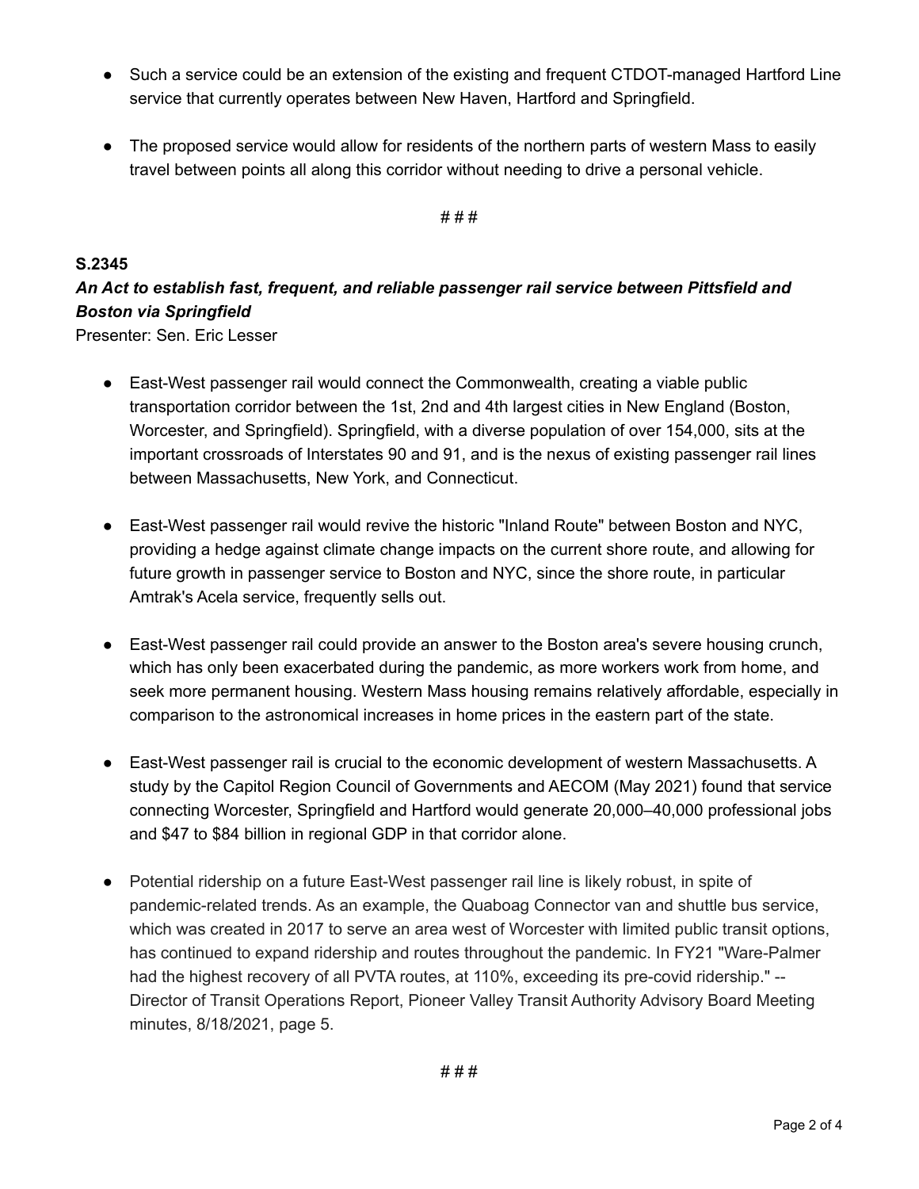- Such a service could be an extension of the existing and frequent CTDOT-managed Hartford Line service that currently operates between New Haven, Hartford and Springfield.

- The proposed service would allow for residents of the northern parts of western Mass to easily travel between points all along this corridor without needing to drive a personal vehicle.

# # #

**S.2345**

***An Act to establish fast, frequent, and reliable passenger rail service between Pittsfield and Boston via Springfield***

Presenter: Sen. Eric Lesser

- East-West passenger rail would connect the Commonwealth, creating a viable public transportation corridor between the 1st, 2nd and 4th largest cities in New England (Boston, Worcester, and Springfield). Springfield, with a diverse population of over 154,000, sits at the important crossroads of Interstates 90 and 91, and is the nexus of existing passenger rail lines between Massachusetts, New York, and Connecticut.

- East-West passenger rail would revive the historic "Inland Route" between Boston and NYC, providing a hedge against climate change impacts on the current shore route, and allowing for future growth in passenger service to Boston and NYC, since the shore route, in particular Amtrak's Acela service, frequently sells out.

- East-West passenger rail could provide an answer to the Boston area's severe housing crunch, which has only been exacerbated during the pandemic, as more workers work from home, and seek more permanent housing. Western Mass housing remains relatively affordable, especially in comparison to the astronomical increases in home prices in the eastern part of the state.

- East-West passenger rail is crucial to the economic development of western Massachusetts. A study by the Capitol Region Council of Governments and AECOM (May 2021) found that service connecting Worcester, Springfield and Hartford would generate 20,000–40,000 professional jobs and $47 to $84 billion in regional GDP in that corridor alone.

- Potential ridership on a future East-West passenger rail line is likely robust, in spite of pandemic-related trends. As an example, the Quaboag Connector van and shuttle bus service, which was created in 2017 to serve an area west of Worcester with limited public transit options, has continued to expand ridership and routes throughout the pandemic. In FY21 "Ware-Palmer had the highest recovery of all PVTA routes, at 110%, exceeding its pre-covid ridership." -- Director of Transit Operations Report, Pioneer Valley Transit Authority Advisory Board Meeting minutes, 8/18/2021, page 5.

# # #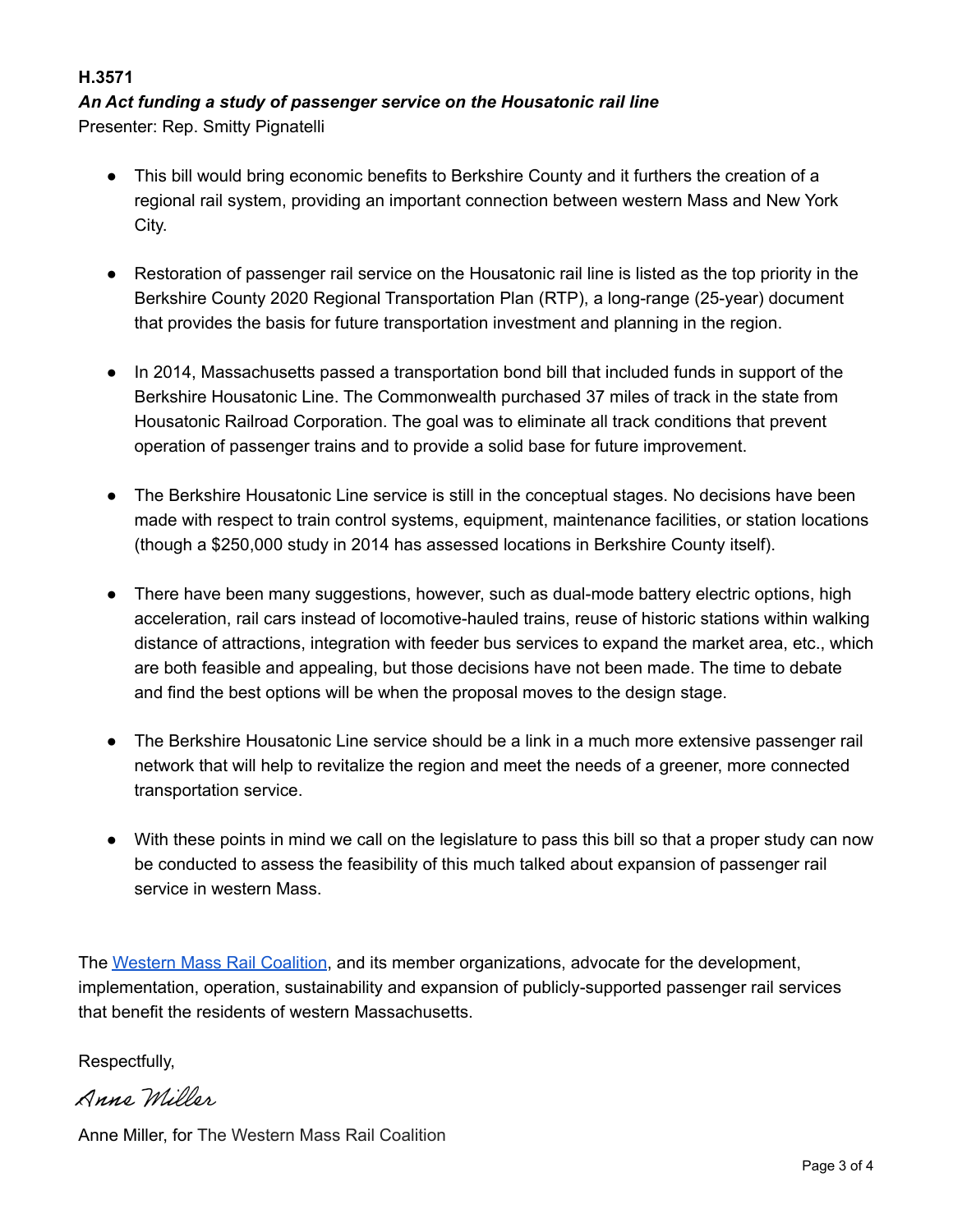**H.3571**

***An Act funding a study of passenger service on the Housatonic rail line***

Presenter: Rep. Smitty Pignatelli

- This bill would bring economic benefits to Berkshire County and it furthers the creation of a regional rail system, providing an important connection between western Mass and New York City.
- Restoration of passenger rail service on the Housatonic rail line is listed as the top priority in the Berkshire County 2020 Regional Transportation Plan (RTP), a long-range (25-year) document that provides the basis for future transportation investment and planning in the region.
- In 2014, Massachusetts passed a transportation bond bill that included funds in support of the Berkshire Housatonic Line. The Commonwealth purchased 37 miles of track in the state from Housatonic Railroad Corporation. The goal was to eliminate all track conditions that prevent operation of passenger trains and to provide a solid base for future improvement.
- The Berkshire Housatonic Line service is still in the conceptual stages. No decisions have been made with respect to train control systems, equipment, maintenance facilities, or station locations (though a $250,000 study in 2014 has assessed locations in Berkshire County itself).
- There have been many suggestions, however, such as dual-mode battery electric options, high acceleration, rail cars instead of locomotive-hauled trains, reuse of historic stations within walking distance of attractions, integration with feeder bus services to expand the market area, etc., which are both feasible and appealing, but those decisions have not been made. The time to debate and find the best options will be when the proposal moves to the design stage.
- The Berkshire Housatonic Line service should be a link in a much more extensive passenger rail network that will help to revitalize the region and meet the needs of a greener, more connected transportation service.
- With these points in mind we call on the legislature to pass this bill so that a proper study can now be conducted to assess the feasibility of this much talked about expansion of passenger rail service in western Mass.

The Western Mass Rail Coalition, and its member organizations, advocate for the development, implementation, operation, sustainability and expansion of publicly-supported passenger rail services that benefit the residents of western Massachusetts.

Respectfully,

*Anne Miller*

Anne Miller, for The Western Mass Rail Coalition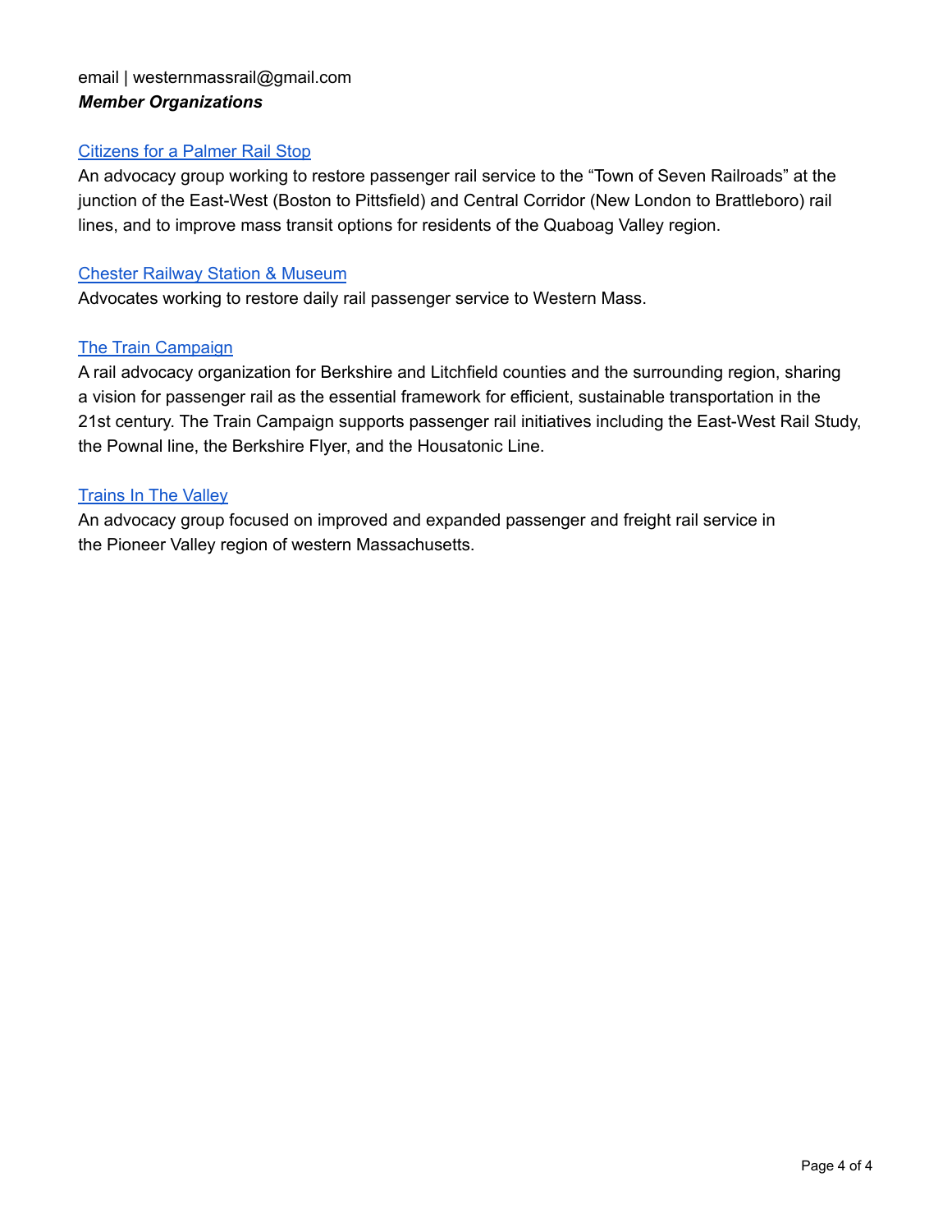email | westernmassrail@gmail.com

***Member Organizations***

Citizens for a Palmer Rail Stop

An advocacy group working to restore passenger rail service to the “Town of Seven Railroads” at the junction of the East-West (Boston to Pittsfield) and Central Corridor (New London to Brattleboro) rail lines, and to improve mass transit options for residents of the Quaboag Valley region.

Chester Railway Station & Museum

Advocates working to restore daily rail passenger service to Western Mass.

The Train Campaign

A rail advocacy organization for Berkshire and Litchfield counties and the surrounding region, sharing a vision for passenger rail as the essential framework for efficient, sustainable transportation in the 21st century. The Train Campaign supports passenger rail initiatives including the East-West Rail Study, the Pownal line, the Berkshire Flyer, and the Housatonic Line.

Trains In The Valley

An advocacy group focused on improved and expanded passenger and freight rail service in the Pioneer Valley region of western Massachusetts.